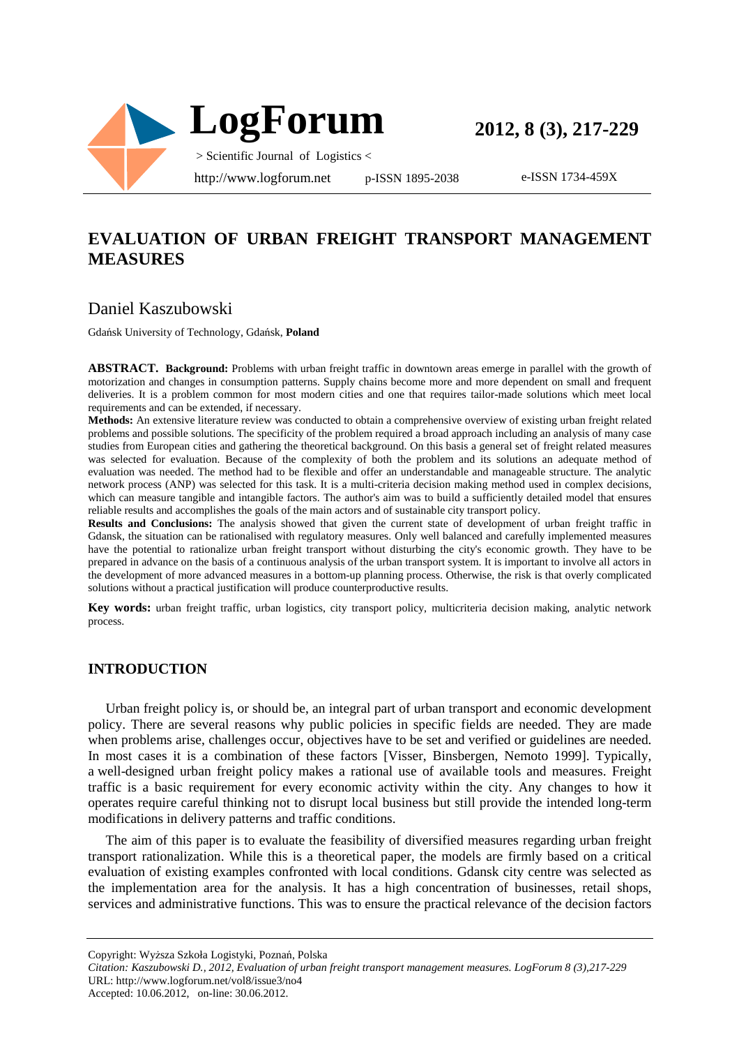# LogForum

> Scientific Journal of Logistics <

http://www.logforum.net p-ISSN 1895-2038 e-ISSN 1734-459X

## EVALUATION OF URBAN FREIGHT TRANSPORT MANAGEMENT MEASURES

Daniel Kaszubowski

Gdańsk University of Technology, Gdańsk, **Poland**

**ABSTRACT. Background:** Problems with urban freight traffic in downtown areas emerge in parallel with the growth of motorization and changes in consumption patterns. Supply chains become more and more dependent on small and frequent deliveries. It is a problem common for most modern cities and one that requires tailor-made solutions which meet local requirements and can be extended, if necessary.

**Methods:** An extensive literature review was conducted to obtain a comprehensive overview of existing urban freight related problems and possible solutions. The specificity of the problem required a broad approach including an analysis of many case studies from European cities and gathering the theoretical background. On this basis a general set of freight related measures was selected for evaluation. Because of the complexity of both the problem and its solutions an adequate method of evaluation was needed. The method had to be flexible and offer an understandable and manageable structure. The analytic network process (ANP) was selected for this task. It is a multi-criteria decision making method used in complex decisions, which can measure tangible and intangible factors. The author's aim was to build a sufficiently detailed model that ensures reliable results and accomplishes the goals of the main actors and of sustainable city transport policy.

**Results and Conclusions:** The analysis showed that given the current state of development of urban freight traffic in Gdansk, the situation can be rationalised with regulatory measures. Only well balanced and carefully implemented measures have the potential to rationalize urban freight transport without disturbing the city's economic growth. They have to be prepared in advance on the basis of a continuous analysis of the urban transport system. It is important to involve all actors in the development of more advanced measures in a bottom-up planning process. Otherwise, the risk is that overly complicated solutions without a practical justification will produce counterproductive results.

**Key words:** urban freight traffic, urban logistics, city transport policy, multicriteria decision making, analytic network process.

## INTRODUCTION

Urban freight policy is, or should be, an integral part of urban transport and economic development policy. There are several reasons why public policies in specific fields are needed. They are made when problems arise, challenges occur, objectives have to be set and verified or guidelines are needed. In most cases it is a combination of these factors [Visser, Binsbergen, Nemoto 1999]. Typically, a well-designed urban freight policy makes a rational use of available tools and measures. Freight traffic is a basic requirement for every economic activity within the city. Any changes to how it operates require careful thinking not to disrupt local business but still provide the intended long-term modifications in delivery patterns and traffic conditions.

The aim of this paper is to evaluate the feasibility of diversified measures regarding urban freight transport rationalization. While this is a theoretical paper, the models are firmly based on a critical evaluation of existing examples confronted with local conditions. Gdansk city centre was selected as the implementation area for the analysis. It has a high concentration of businesses, retail shops, services and administrative functions. This was to ensure the practical relevance of the decision factors

---

Copyright: Wyższa Szkoła Logistyki, Poznań, Polska

*Citation: Kaszubowski D., 2012, Evaluation of urban freight transport management measures. LogForum 8 (3),217-229*

URL: http://www.logforum.net/vol8/issue3/no4

Accepted: 10.06.2012, on-line: 30.06.2012.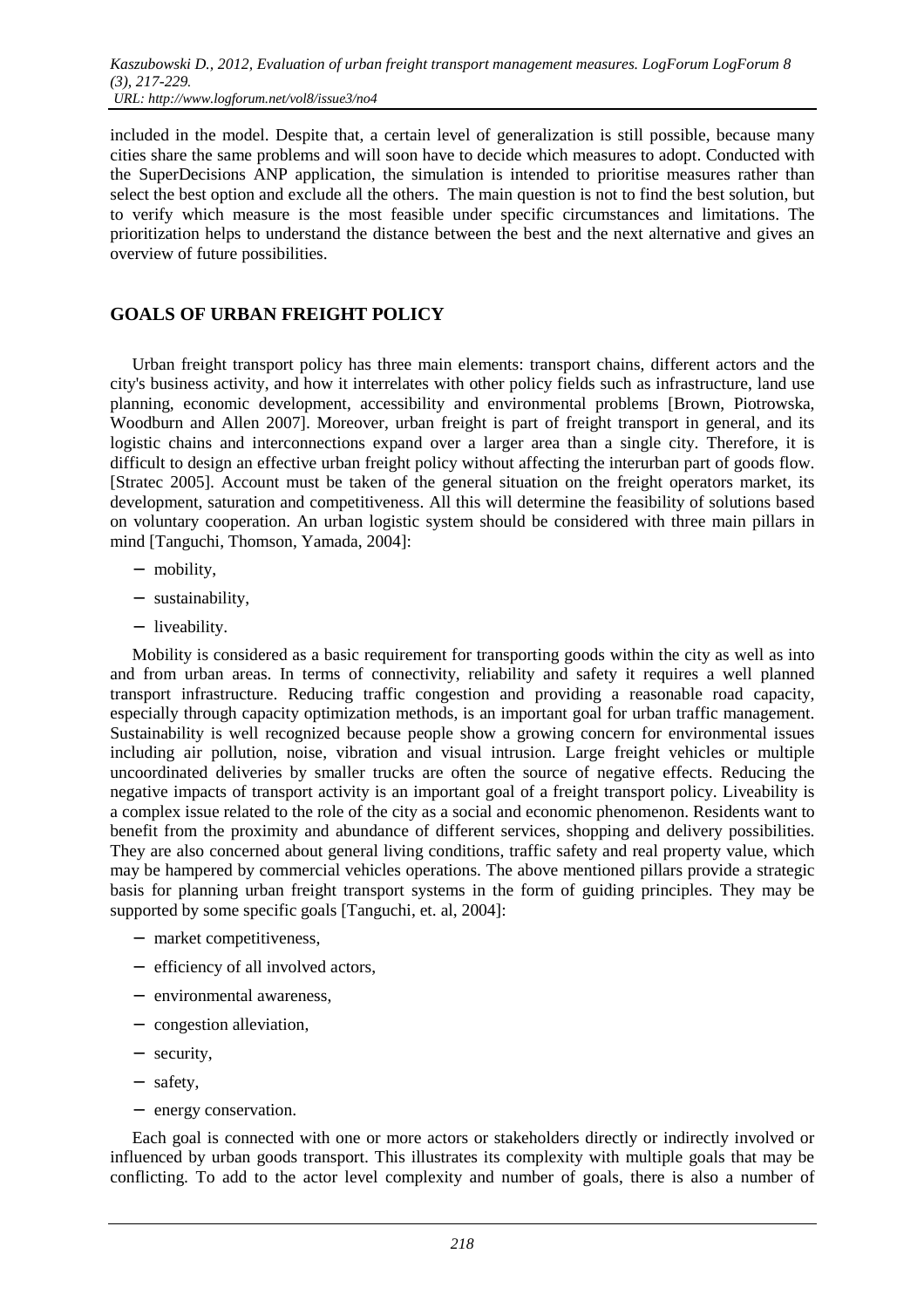included in the model. Despite that, a certain level of generalization is still possible, because many cities share the same problems and will soon have to decide which measures to adopt. Conducted with the SuperDecisions ANP application, the simulation is intended to prioritise measures rather than select the best option and exclude all the others. The main question is not to find the best solution, but to verify which measure is the most feasible under specific circumstances and limitations. The prioritization helps to understand the distance between the best and the next alternative and gives an overview of future possibilities.

## GOALS OF URBAN FREIGHT POLICY

Urban freight transport policy has three main elements: transport chains, different actors and the city's business activity, and how it interrelates with other policy fields such as infrastructure, land use planning, economic development, accessibility and environmental problems [Brown, Piotrowska, Woodburn and Allen 2007]. Moreover, urban freight is part of freight transport in general, and its logistic chains and interconnections expand over a larger area than a single city. Therefore, it is difficult to design an effective urban freight policy without affecting the interurban part of goods flow. [Stratec 2005]. Account must be taken of the general situation on the freight operators market, its development, saturation and competitiveness. All this will determine the feasibility of solutions based on voluntary cooperation. An urban logistic system should be considered with three main pillars in mind [Tanguchi, Thomson, Yamada, 2004]:

- mobility,
- sustainability,
- liveability.

Mobility is considered as a basic requirement for transporting goods within the city as well as into and from urban areas. In terms of connectivity, reliability and safety it requires a well planned transport infrastructure. Reducing traffic congestion and providing a reasonable road capacity, especially through capacity optimization methods, is an important goal for urban traffic management. Sustainability is well recognized because people show a growing concern for environmental issues including air pollution, noise, vibration and visual intrusion. Large freight vehicles or multiple uncoordinated deliveries by smaller trucks are often the source of negative effects. Reducing the negative impacts of transport activity is an important goal of a freight transport policy. Liveability is a complex issue related to the role of the city as a social and economic phenomenon. Residents want to benefit from the proximity and abundance of different services, shopping and delivery possibilities. They are also concerned about general living conditions, traffic safety and real property value, which may be hampered by commercial vehicles operations. The above mentioned pillars provide a strategic basis for planning urban freight transport systems in the form of guiding principles. They may be supported by some specific goals [Tanguchi, et. al, 2004]:

- market competitiveness,
- efficiency of all involved actors,
- environmental awareness,
- congestion alleviation,
- security,
- safety,
- energy conservation.

Each goal is connected with one or more actors or stakeholders directly or indirectly involved or influenced by urban goods transport. This illustrates its complexity with multiple goals that may be conflicting. To add to the actor level complexity and number of goals, there is also a number of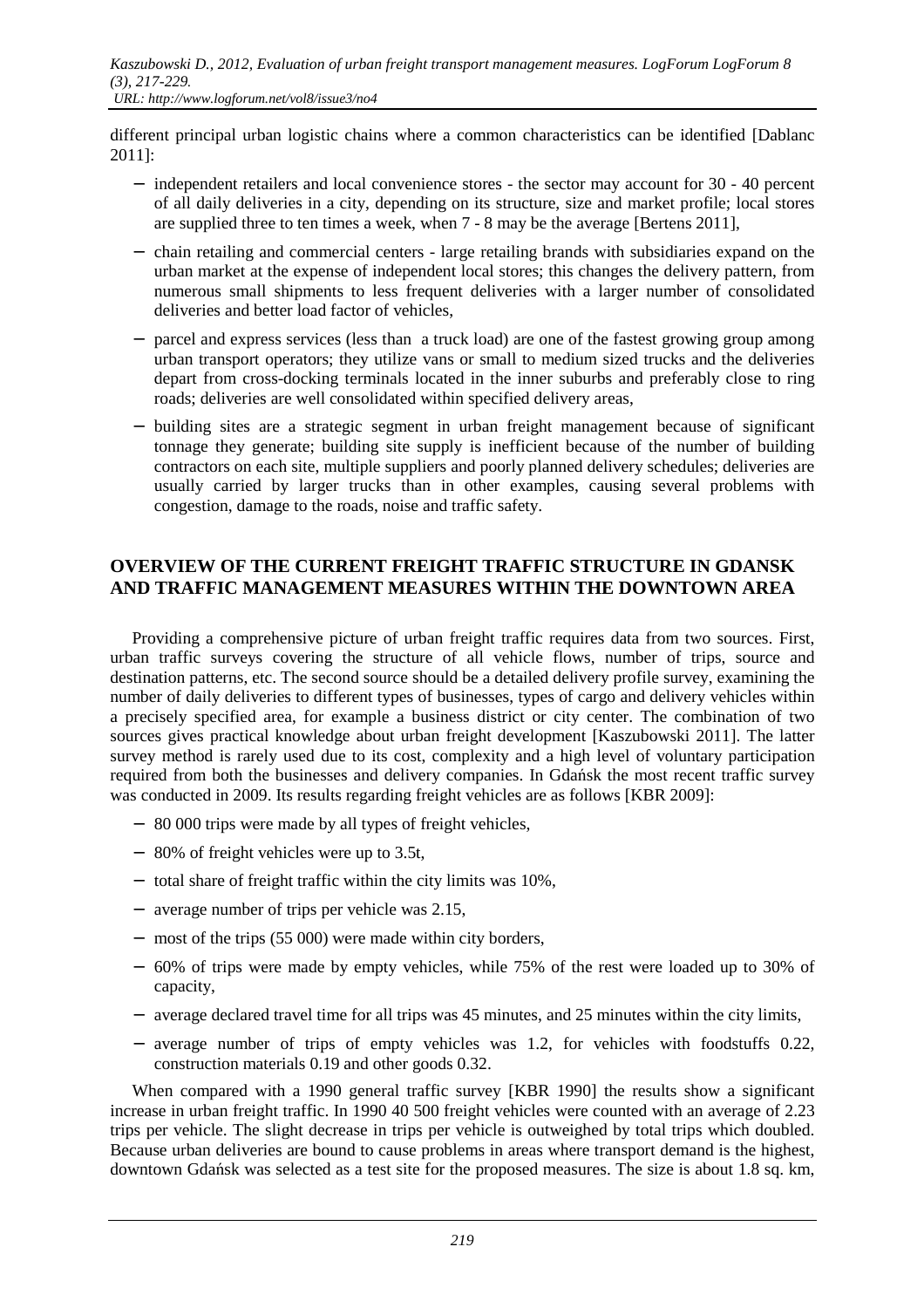different principal urban logistic chains where a common characteristics can be identified [Dablanc 2011]:

- independent retailers and local convenience stores - the sector may account for 30 - 40 percent of all daily deliveries in a city, depending on its structure, size and market profile; local stores are supplied three to ten times a week, when 7 - 8 may be the average [Bertens 2011],
- chain retailing and commercial centers - large retailing brands with subsidiaries expand on the urban market at the expense of independent local stores; this changes the delivery pattern, from numerous small shipments to less frequent deliveries with a larger number of consolidated deliveries and better load factor of vehicles,
- parcel and express services (less than a truck load) are one of the fastest growing group among urban transport operators; they utilize vans or small to medium sized trucks and the deliveries depart from cross-docking terminals located in the inner suburbs and preferably close to ring roads; deliveries are well consolidated within specified delivery areas,
- building sites are a strategic segment in urban freight management because of significant tonnage they generate; building site supply is inefficient because of the number of building contractors on each site, multiple suppliers and poorly planned delivery schedules; deliveries are usually carried by larger trucks than in other examples, causing several problems with congestion, damage to the roads, noise and traffic safety.

## OVERVIEW OF THE CURRENT FREIGHT TRAFFIC STRUCTURE IN GDANSK AND TRAFFIC MANAGEMENT MEASURES WITHIN THE DOWNTOWN AREA

Providing a comprehensive picture of urban freight traffic requires data from two sources. First, urban traffic surveys covering the structure of all vehicle flows, number of trips, source and destination patterns, etc. The second source should be a detailed delivery profile survey, examining the number of daily deliveries to different types of businesses, types of cargo and delivery vehicles within a precisely specified area, for example a business district or city center. The combination of two sources gives practical knowledge about urban freight development [Kaszubowski 2011]. The latter survey method is rarely used due to its cost, complexity and a high level of voluntary participation required from both the businesses and delivery companies. In Gdańsk the most recent traffic survey was conducted in 2009. Its results regarding freight vehicles are as follows [KBR 2009]:

- 80 000 trips were made by all types of freight vehicles,
- 80% of freight vehicles were up to 3.5t,
- total share of freight traffic within the city limits was 10%,
- average number of trips per vehicle was 2.15,
- most of the trips (55 000) were made within city borders,
- 60% of trips were made by empty vehicles, while 75% of the rest were loaded up to 30% of capacity,
- average declared travel time for all trips was 45 minutes, and 25 minutes within the city limits,
- average number of trips of empty vehicles was 1.2, for vehicles with foodstuffs 0.22, construction materials 0.19 and other goods 0.32.

When compared with a 1990 general traffic survey [KBR 1990] the results show a significant increase in urban freight traffic. In 1990 40 500 freight vehicles were counted with an average of 2.23 trips per vehicle. The slight decrease in trips per vehicle is outweighed by total trips which doubled. Because urban deliveries are bound to cause problems in areas where transport demand is the highest, downtown Gdańsk was selected as a test site for the proposed measures. The size is about 1.8 sq. km,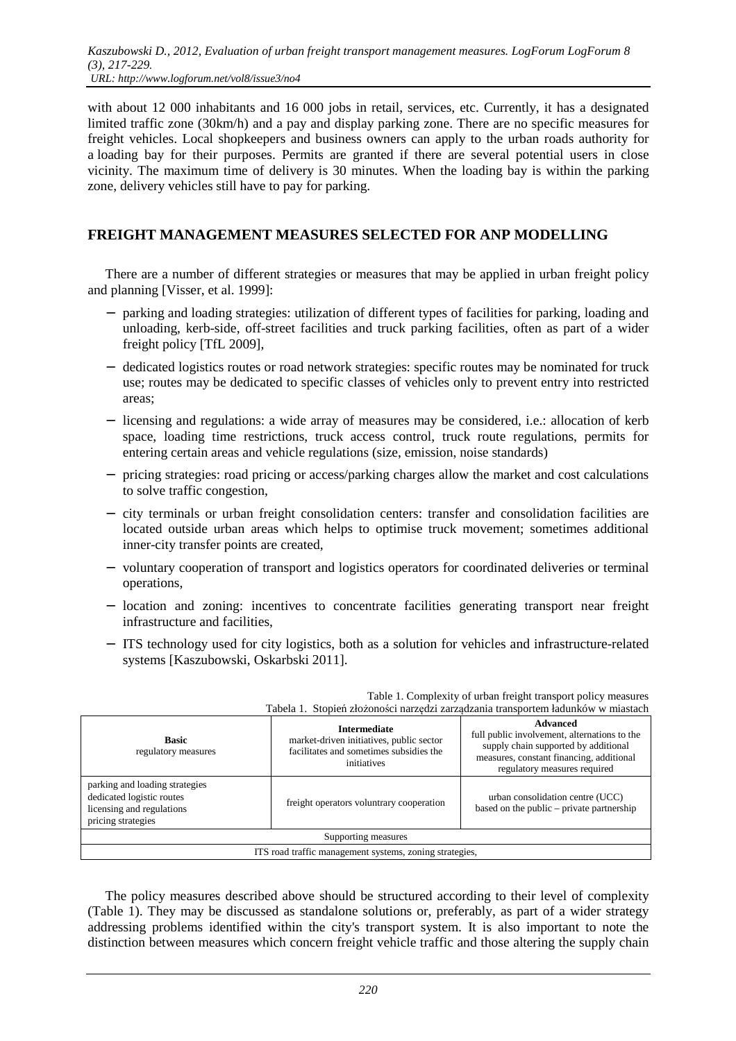with about 12 000 inhabitants and 16 000 jobs in retail, services, etc. Currently, it has a designated limited traffic zone (30km/h) and a pay and display parking zone. There are no specific measures for freight vehicles. Local shopkeepers and business owners can apply to the urban roads authority for a loading bay for their purposes. Permits are granted if there are several potential users in close vicinity. The maximum time of delivery is 30 minutes. When the loading bay is within the parking zone, delivery vehicles still have to pay for parking.

## FREIGHT MANAGEMENT MEASURES SELECTED FOR ANP MODELLING

There are a number of different strategies or measures that may be applied in urban freight policy and planning [Visser, et al. 1999]:

- parking and loading strategies: utilization of different types of facilities for parking, loading and unloading, kerb-side, off-street facilities and truck parking facilities, often as part of a wider freight policy [TfL 2009],
- dedicated logistics routes or road network strategies: specific routes may be nominated for truck use; routes may be dedicated to specific classes of vehicles only to prevent entry into restricted areas;
- licensing and regulations: a wide array of measures may be considered, i.e.: allocation of kerb space, loading time restrictions, truck access control, truck route regulations, permits for entering certain areas and vehicle regulations (size, emission, noise standards)
- pricing strategies: road pricing or access/parking charges allow the market and cost calculations to solve traffic congestion,
- city terminals or urban freight consolidation centers: transfer and consolidation facilities are located outside urban areas which helps to optimise truck movement; sometimes additional inner-city transfer points are created,
- voluntary cooperation of transport and logistics operators for coordinated deliveries or terminal operations,
- location and zoning: incentives to concentrate facilities generating transport near freight infrastructure and facilities,
- ITS technology used for city logistics, both as a solution for vehicles and infrastructure-related systems [Kaszubowski, Oskarbski 2011].

Table 1. Complexity of urban freight transport policy measures
Tabela 1. Stopień złożoności narzędzi zarządzania transportem ładunków w miastach

| **Basic** regulatory measures | **Intermediate** market-driven initiatives, public sector facilitates and sometimes subsidies the initiatives | **Advanced** full public involvement, alternations to the supply chain supported by additional measures, constant financing, additional regulatory measures required |
|---|---|---|
| parking and loading strategies<br>dedicated logistic routes<br>licensing and regulations<br>pricing strategies | freight operators voluntrary cooperation | urban consolidation centre (UCC) based on the public – private partnership |
| Supporting measures | | |
| ITS road traffic management systems, zoning strategies, | | |

The policy measures described above should be structured according to their level of complexity (Table 1). They may be discussed as standalone solutions or, preferably, as part of a wider strategy addressing problems identified within the city's transport system. It is also important to note the distinction between measures which concern freight vehicle traffic and those altering the supply chain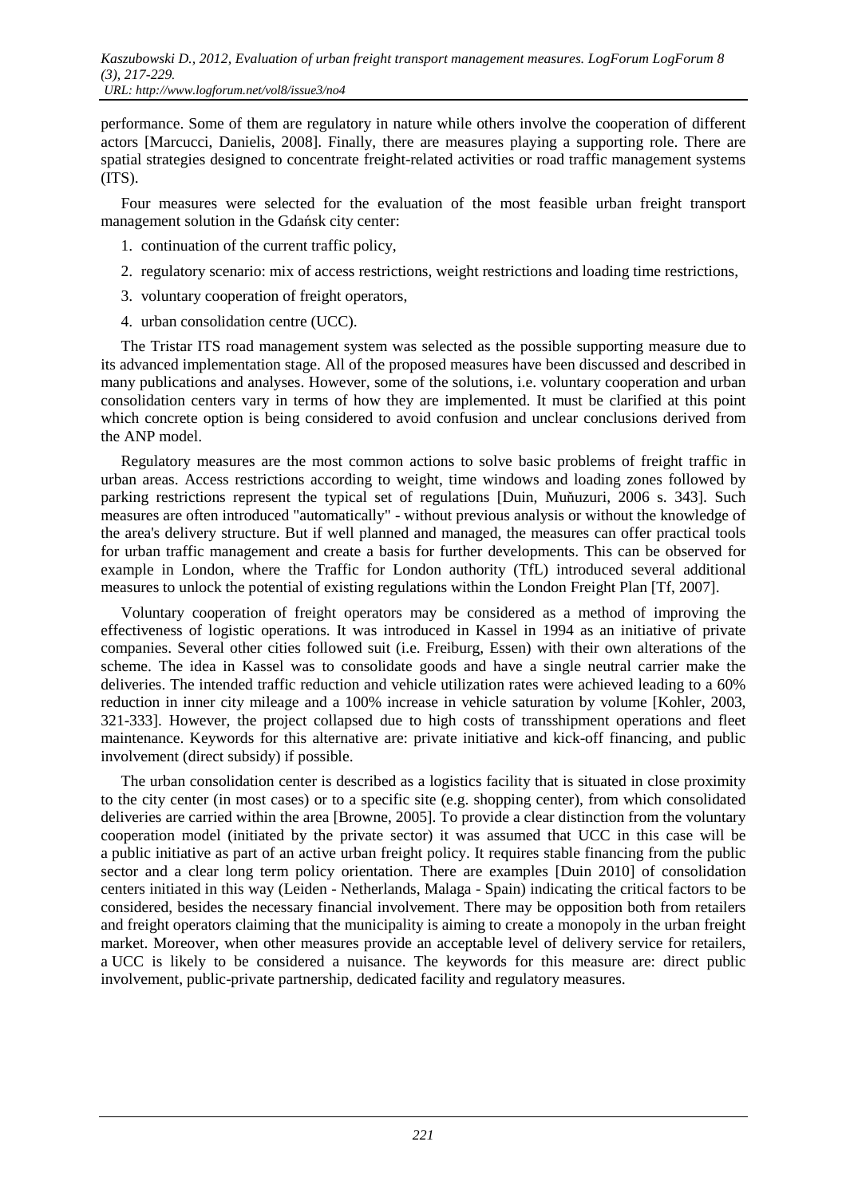performance. Some of them are regulatory in nature while others involve the cooperation of different actors [Marcucci, Danielis, 2008]. Finally, there are measures playing a supporting role. There are spatial strategies designed to concentrate freight-related activities or road traffic management systems (ITS).

Four measures were selected for the evaluation of the most feasible urban freight transport management solution in the Gdańsk city center:

1. continuation of the current traffic policy,
2. regulatory scenario: mix of access restrictions, weight restrictions and loading time restrictions,
3. voluntary cooperation of freight operators,
4. urban consolidation centre (UCC).

The Tristar ITS road management system was selected as the possible supporting measure due to its advanced implementation stage. All of the proposed measures have been discussed and described in many publications and analyses. However, some of the solutions, i.e. voluntary cooperation and urban consolidation centers vary in terms of how they are implemented. It must be clarified at this point which concrete option is being considered to avoid confusion and unclear conclusions derived from the ANP model.

Regulatory measures are the most common actions to solve basic problems of freight traffic in urban areas. Access restrictions according to weight, time windows and loading zones followed by parking restrictions represent the typical set of regulations [Duin, Muňuzuri, 2006 s. 343]. Such measures are often introduced "automatically" - without previous analysis or without the knowledge of the area's delivery structure. But if well planned and managed, the measures can offer practical tools for urban traffic management and create a basis for further developments. This can be observed for example in London, where the Traffic for London authority (TfL) introduced several additional measures to unlock the potential of existing regulations within the London Freight Plan [Tf, 2007].

Voluntary cooperation of freight operators may be considered as a method of improving the effectiveness of logistic operations. It was introduced in Kassel in 1994 as an initiative of private companies. Several other cities followed suit (i.e. Freiburg, Essen) with their own alterations of the scheme. The idea in Kassel was to consolidate goods and have a single neutral carrier make the deliveries. The intended traffic reduction and vehicle utilization rates were achieved leading to a 60% reduction in inner city mileage and a 100% increase in vehicle saturation by volume [Kohler, 2003, 321-333]. However, the project collapsed due to high costs of transshipment operations and fleet maintenance. Keywords for this alternative are: private initiative and kick-off financing, and public involvement (direct subsidy) if possible.

The urban consolidation center is described as a logistics facility that is situated in close proximity to the city center (in most cases) or to a specific site (e.g. shopping center), from which consolidated deliveries are carried within the area [Browne, 2005]. To provide a clear distinction from the voluntary cooperation model (initiated by the private sector) it was assumed that UCC in this case will be a public initiative as part of an active urban freight policy. It requires stable financing from the public sector and a clear long term policy orientation. There are examples [Duin 2010] of consolidation centers initiated in this way (Leiden - Netherlands, Malaga - Spain) indicating the critical factors to be considered, besides the necessary financial involvement. There may be opposition both from retailers and freight operators claiming that the municipality is aiming to create a monopoly in the urban freight market. Moreover, when other measures provide an acceptable level of delivery service for retailers, a UCC is likely to be considered a nuisance. The keywords for this measure are: direct public involvement, public-private partnership, dedicated facility and regulatory measures.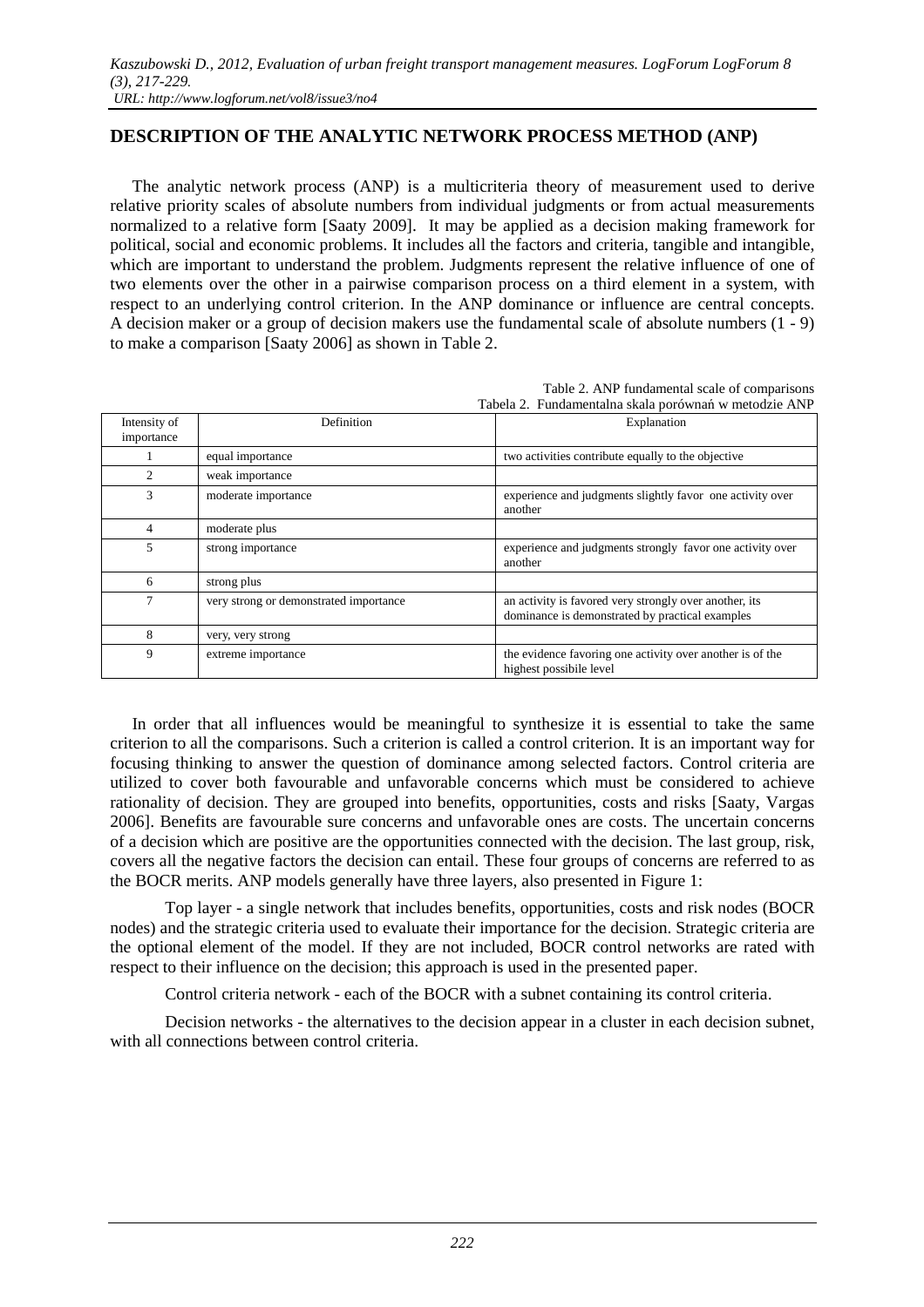## DESCRIPTION OF THE ANALYTIC NETWORK PROCESS METHOD (ANP)

The analytic network process (ANP) is a multicriteria theory of measurement used to derive relative priority scales of absolute numbers from individual judgments or from actual measurements normalized to a relative form [Saaty 2009]. It may be applied as a decision making framework for political, social and economic problems. It includes all the factors and criteria, tangible and intangible, which are important to understand the problem. Judgments represent the relative influence of one of two elements over the other in a pairwise comparison process on a third element in a system, with respect to an underlying control criterion. In the ANP dominance or influence are central concepts. A decision maker or a group of decision makers use the fundamental scale of absolute numbers (1 - 9) to make a comparison [Saaty 2006] as shown in Table 2.

Table 2. ANP fundamental scale of comparisons
Tabela 2. Fundamentalna skala porównań w metodzie ANP

| Intensity of importance | Definition | Explanation |
|---|---|---|
| 1 | equal importance | two activities contribute equally to the objective |
| 2 | weak importance | |
| 3 | moderate importance | experience and judgments slightly favor one activity over another |
| 4 | moderate plus | |
| 5 | strong importance | experience and judgments strongly favor one activity over another |
| 6 | strong plus | |
| 7 | very strong or demonstrated importance | an activity is favored very strongly over another, its dominance is demonstrated by practical examples |
| 8 | very, very strong | |
| 9 | extreme importance | the evidence favoring one activity over another is of the highest possibile level |

In order that all influences would be meaningful to synthesize it is essential to take the same criterion to all the comparisons. Such a criterion is called a control criterion. It is an important way for focusing thinking to answer the question of dominance among selected factors. Control criteria are utilized to cover both favourable and unfavorable concerns which must be considered to achieve rationality of decision. They are grouped into benefits, opportunities, costs and risks [Saaty, Vargas 2006]. Benefits are favourable sure concerns and unfavorable ones are costs. The uncertain concerns of a decision which are positive are the opportunities connected with the decision. The last group, risk, covers all the negative factors the decision can entail. These four groups of concerns are referred to as the BOCR merits. ANP models generally have three layers, also presented in Figure 1:

Top layer - a single network that includes benefits, opportunities, costs and risk nodes (BOCR nodes) and the strategic criteria used to evaluate their importance for the decision. Strategic criteria are the optional element of the model. If they are not included, BOCR control networks are rated with respect to their influence on the decision; this approach is used in the presented paper.

Control criteria network - each of the BOCR with a subnet containing its control criteria.

Decision networks - the alternatives to the decision appear in a cluster in each decision subnet, with all connections between control criteria.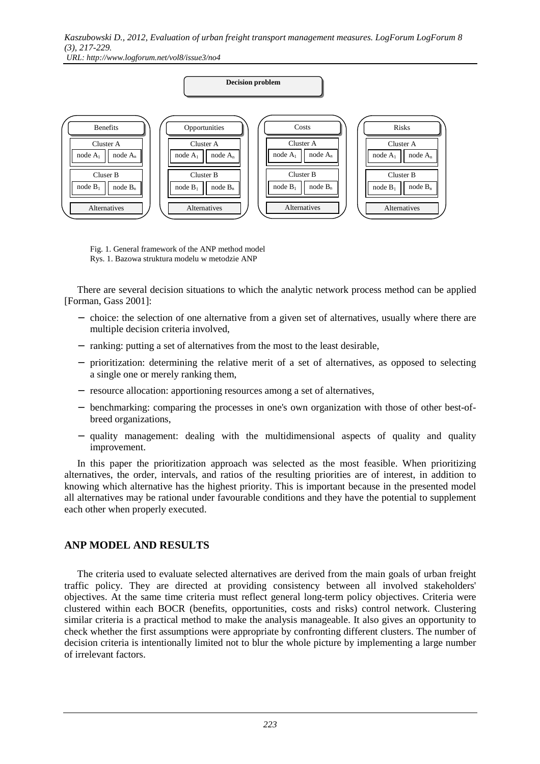Decision problem

| Benefits | Opportunities | Costs | Risks |
| --- | --- | --- | --- |
| Cluster A: node $A_1$, node $A_n$ | Cluster A: node $A_1$, node $A_n$ | Cluster A: node $A_1$, node $A_n$ | Cluster A: node $A_1$, node $A_n$ |
| Cluser B: node $B_1$, node $B_n$ | Cluster B: node $B_1$, node $B_n$ | Cluster B: node $B_1$, node $B_n$ | Cluster B: node $B_1$, node $B_n$ |
| Alternatives | Alternatives | Alternatives | Alternatives |

Fig. 1. General framework of the ANP method model
Rys. 1. Bazowa struktura modelu w metodzie ANP

There are several decision situations to which the analytic network process method can be applied [Forman, Gass 2001]:

- choice: the selection of one alternative from a given set of alternatives, usually where there are multiple decision criteria involved,
- ranking: putting a set of alternatives from the most to the least desirable,
- prioritization: determining the relative merit of a set of alternatives, as opposed to selecting a single one or merely ranking them,
- resource allocation: apportioning resources among a set of alternatives,
- benchmarking: comparing the processes in one's own organization with those of other best-of-breed organizations,
- quality management: dealing with the multidimensional aspects of quality and quality improvement.

In this paper the prioritization approach was selected as the most feasible. When prioritizing alternatives, the order, intervals, and ratios of the resulting priorities are of interest, in addition to knowing which alternative has the highest priority. This is important because in the presented model all alternatives may be rational under favourable conditions and they have the potential to supplement each other when properly executed.

## ANP MODEL AND RESULTS

The criteria used to evaluate selected alternatives are derived from the main goals of urban freight traffic policy. They are directed at providing consistency between all involved stakeholders' objectives. At the same time criteria must reflect general long-term policy objectives. Criteria were clustered within each BOCR (benefits, opportunities, costs and risks) control network. Clustering similar criteria is a practical method to make the analysis manageable. It also gives an opportunity to check whether the first assumptions were appropriate by confronting different clusters. The number of decision criteria is intentionally limited not to blur the whole picture by implementing a large number of irrelevant factors.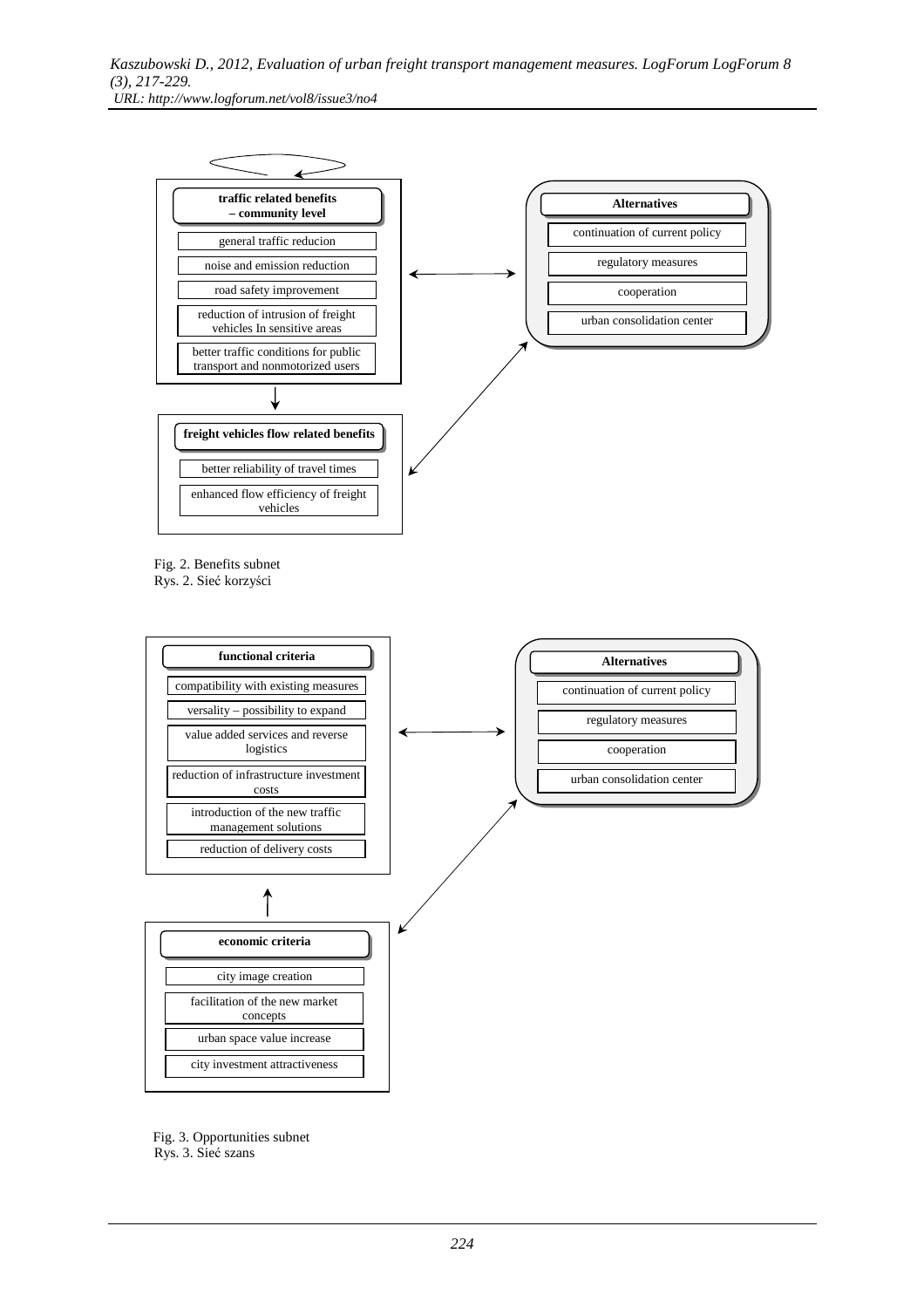**traffic related benefits – community level**

- general traffic reducion
- noise and emission reduction
- road safety improvement
- reduction of intrusion of freight vehicles In sensitive areas
- better traffic conditions for public transport and nonmotorized users

**Alternatives**

- continuation of current policy
- regulatory measures
- cooperation
- urban consolidation center

**freight vehicles flow related benefits**

- better reliability of travel times
- enhanced flow efficiency of freight vehicles

Fig. 2. Benefits subnet
Rys. 2. Sieć korzyści

**functional criteria**

- compatibility with existing measures
- versality – possibility to expand
- value added services and reverse logistics
- reduction of infrastructure investment costs
- introduction of the new traffic management solutions
- reduction of delivery costs

**Alternatives**

- continuation of current policy
- regulatory measures
- cooperation
- urban consolidation center

**economic criteria**

- city image creation
- facilitation of the new market concepts
- urban space value increase
- city investment attractiveness

Fig. 3. Opportunities subnet
Rys. 3. Sieć szans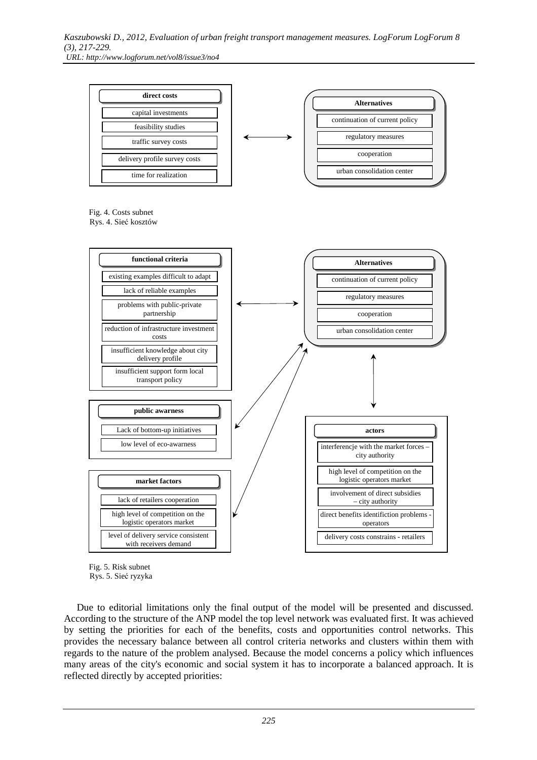**direct costs**

- capital investments
- feasibility studies
- traffic survey costs
- delivery profile survey costs
- time for realization

**Alternatives**

- continuation of current policy
- regulatory measures
- cooperation
- urban consolidation center

Fig. 4. Costs subnet
Rys. 4. Sieć kosztów

**functional criteria**

- existing examples difficult to adapt
- lack of reliable examples
- problems with public-private partnership
- reduction of infrastructure investment costs
- insufficient knowledge about city delivery profile
- insufficient support form local transport policy

**Alternatives**

- continuation of current policy
- regulatory measures
- cooperation
- urban consolidation center

**public awarness**

- Lack of bottom-up initiatives
- low level of eco-awarness

**market factors**

- lack of retailers cooperation
- high level of competition on the logistic operators market
- level of delivery service consistent with receivers demand

**actors**

- interferencje with the market forces – city authority
- high level of competition on the logistic operators market
- involvement of direct subsidies – city authority
- direct benefits identifiction problems - operators
- delivery costs constrains - retailers

Fig. 5. Risk subnet
Rys. 5. Sieć ryzyka

Due to editorial limitations only the final output of the model will be presented and discussed. According to the structure of the ANP model the top level network was evaluated first. It was achieved by setting the priorities for each of the benefits, costs and opportunities control networks. This provides the necessary balance between all control criteria networks and clusters within them with regards to the nature of the problem analysed. Because the model concerns a policy which influences many areas of the city's economic and social system it has to incorporate a balanced approach. It is reflected directly by accepted priorities: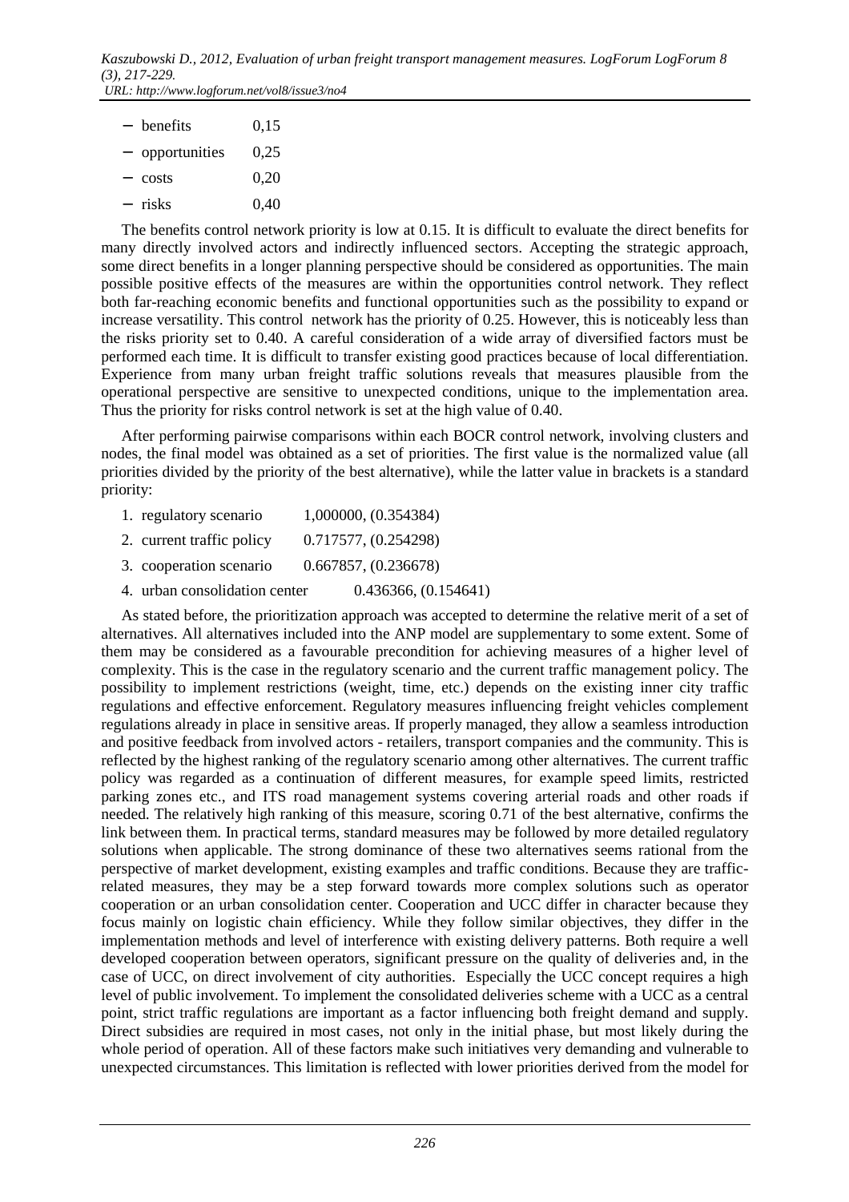- benefits 0,15
- opportunities 0,25
- costs 0,20
- risks 0,40

The benefits control network priority is low at 0.15. It is difficult to evaluate the direct benefits for many directly involved actors and indirectly influenced sectors. Accepting the strategic approach, some direct benefits in a longer planning perspective should be considered as opportunities. The main possible positive effects of the measures are within the opportunities control network. They reflect both far-reaching economic benefits and functional opportunities such as the possibility to expand or increase versatility. This control network has the priority of 0.25. However, this is noticeably less than the risks priority set to 0.40. A careful consideration of a wide array of diversified factors must be performed each time. It is difficult to transfer existing good practices because of local differentiation. Experience from many urban freight traffic solutions reveals that measures plausible from the operational perspective are sensitive to unexpected conditions, unique to the implementation area. Thus the priority for risks control network is set at the high value of 0.40.

After performing pairwise comparisons within each BOCR control network, involving clusters and nodes, the final model was obtained as a set of priorities. The first value is the normalized value (all priorities divided by the priority of the best alternative), while the latter value in brackets is a standard priority:

1. regulatory scenario 1,000000, (0.354384)
2. current traffic policy 0.717577, (0.254298)
3. cooperation scenario 0.667857, (0.236678)
4. urban consolidation center 0.436366, (0.154641)

As stated before, the prioritization approach was accepted to determine the relative merit of a set of alternatives. All alternatives included into the ANP model are supplementary to some extent. Some of them may be considered as a favourable precondition for achieving measures of a higher level of complexity. This is the case in the regulatory scenario and the current traffic management policy. The possibility to implement restrictions (weight, time, etc.) depends on the existing inner city traffic regulations and effective enforcement. Regulatory measures influencing freight vehicles complement regulations already in place in sensitive areas. If properly managed, they allow a seamless introduction and positive feedback from involved actors - retailers, transport companies and the community. This is reflected by the highest ranking of the regulatory scenario among other alternatives. The current traffic policy was regarded as a continuation of different measures, for example speed limits, restricted parking zones etc., and ITS road management systems covering arterial roads and other roads if needed. The relatively high ranking of this measure, scoring 0.71 of the best alternative, confirms the link between them. In practical terms, standard measures may be followed by more detailed regulatory solutions when applicable. The strong dominance of these two alternatives seems rational from the perspective of market development, existing examples and traffic conditions. Because they are traffic-related measures, they may be a step forward towards more complex solutions such as operator cooperation or an urban consolidation center. Cooperation and UCC differ in character because they focus mainly on logistic chain efficiency. While they follow similar objectives, they differ in the implementation methods and level of interference with existing delivery patterns. Both require a well developed cooperation between operators, significant pressure on the quality of deliveries and, in the case of UCC, on direct involvement of city authorities. Especially the UCC concept requires a high level of public involvement. To implement the consolidated deliveries scheme with a UCC as a central point, strict traffic regulations are important as a factor influencing both freight demand and supply. Direct subsidies are required in most cases, not only in the initial phase, but most likely during the whole period of operation. All of these factors make such initiatives very demanding and vulnerable to unexpected circumstances. This limitation is reflected with lower priorities derived from the model for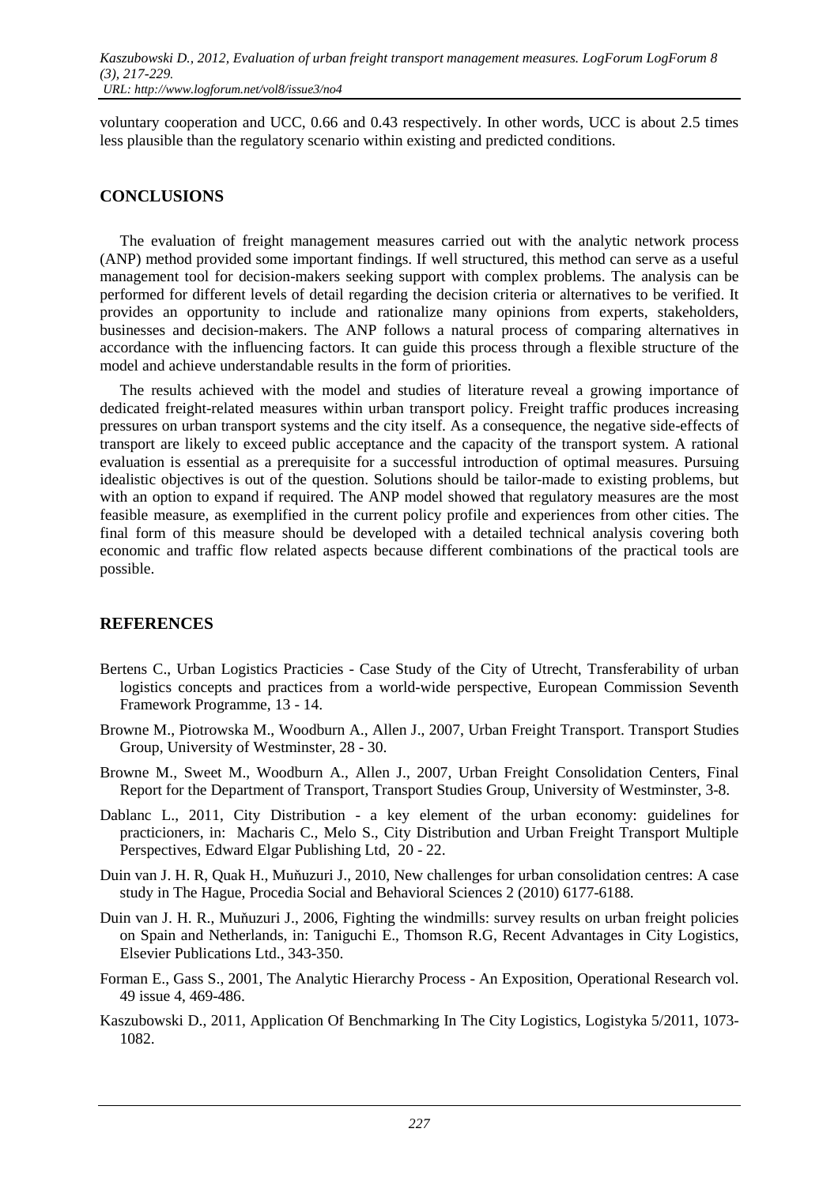voluntary cooperation and UCC, 0.66 and 0.43 respectively. In other words, UCC is about 2.5 times less plausible than the regulatory scenario within existing and predicted conditions.

## CONCLUSIONS

The evaluation of freight management measures carried out with the analytic network process (ANP) method provided some important findings. If well structured, this method can serve as a useful management tool for decision-makers seeking support with complex problems. The analysis can be performed for different levels of detail regarding the decision criteria or alternatives to be verified. It provides an opportunity to include and rationalize many opinions from experts, stakeholders, businesses and decision-makers. The ANP follows a natural process of comparing alternatives in accordance with the influencing factors. It can guide this process through a flexible structure of the model and achieve understandable results in the form of priorities.

The results achieved with the model and studies of literature reveal a growing importance of dedicated freight-related measures within urban transport policy. Freight traffic produces increasing pressures on urban transport systems and the city itself. As a consequence, the negative side-effects of transport are likely to exceed public acceptance and the capacity of the transport system. A rational evaluation is essential as a prerequisite for a successful introduction of optimal measures. Pursuing idealistic objectives is out of the question. Solutions should be tailor-made to existing problems, but with an option to expand if required. The ANP model showed that regulatory measures are the most feasible measure, as exemplified in the current policy profile and experiences from other cities. The final form of this measure should be developed with a detailed technical analysis covering both economic and traffic flow related aspects because different combinations of the practical tools are possible.

## REFERENCES

Bertens C., Urban Logistics Practicies - Case Study of the City of Utrecht, Transferability of urban logistics concepts and practices from a world-wide perspective, European Commission Seventh Framework Programme, 13 - 14.

Browne M., Piotrowska M., Woodburn A., Allen J., 2007, Urban Freight Transport. Transport Studies Group, University of Westminster, 28 - 30.

Browne M., Sweet M., Woodburn A., Allen J., 2007, Urban Freight Consolidation Centers, Final Report for the Department of Transport, Transport Studies Group, University of Westminster, 3-8.

Dablanc L., 2011, City Distribution - a key element of the urban economy: guidelines for practicioners, in: Macharis C., Melo S., City Distribution and Urban Freight Transport Multiple Perspectives, Edward Elgar Publishing Ltd, 20 - 22.

Duin van J. H. R, Quak H., Muňuzuri J., 2010, New challenges for urban consolidation centres: A case study in The Hague, Procedia Social and Behavioral Sciences 2 (2010) 6177-6188.

Duin van J. H. R., Muňuzuri J., 2006, Fighting the windmills: survey results on urban freight policies on Spain and Netherlands, in: Taniguchi E., Thomson R.G, Recent Advantages in City Logistics, Elsevier Publications Ltd., 343-350.

Forman E., Gass S., 2001, The Analytic Hierarchy Process - An Exposition, Operational Research vol. 49 issue 4, 469-486.

Kaszubowski D., 2011, Application Of Benchmarking In The City Logistics, Logistyka 5/2011, 1073-1082.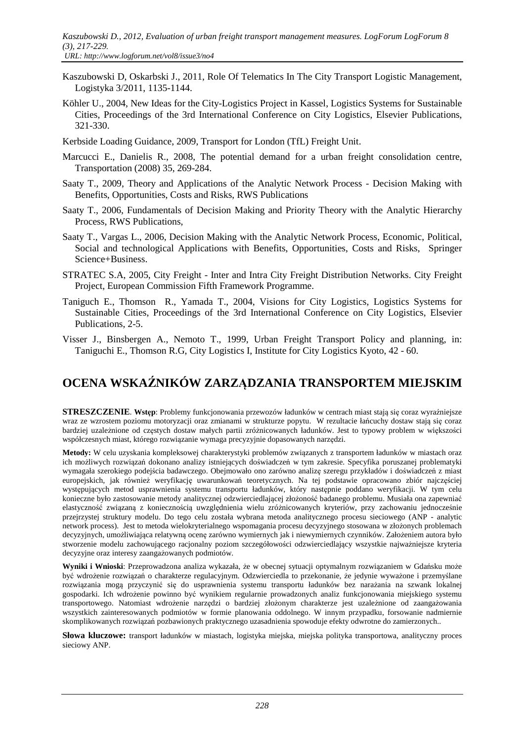Kaszubowski D, Oskarbski J., 2011, Role Of Telematics In The City Transport Logistic Management, Logistyka 3/2011, 1135-1144.

Köhler U., 2004, New Ideas for the City-Logistics Project in Kassel, Logistics Systems for Sustainable Cities, Proceedings of the 3rd International Conference on City Logistics, Elsevier Publications, 321-330.

Kerbside Loading Guidance, 2009, Transport for London (TfL) Freight Unit.

Marcucci E., Danielis R., 2008, The potential demand for a urban freight consolidation centre, Transportation (2008) 35, 269-284.

Saaty T., 2009, Theory and Applications of the Analytic Network Process - Decision Making with Benefits, Opportunities, Costs and Risks, RWS Publications

Saaty T., 2006, Fundamentals of Decision Making and Priority Theory with the Analytic Hierarchy Process, RWS Publications,

Saaty T., Vargas L., 2006, Decision Making with the Analytic Network Process, Economic, Political, Social and technological Applications with Benefits, Opportunities, Costs and Risks, Springer Science+Business.

STRATEC S.A, 2005, City Freight - Inter and Intra City Freight Distribution Networks. City Freight Project, European Commission Fifth Framework Programme.

Taniguch E., Thomson R., Yamada T., 2004, Visions for City Logistics, Logistics Systems for Sustainable Cities, Proceedings of the 3rd International Conference on City Logistics, Elsevier Publications, 2-5.

Visser J., Binsbergen A., Nemoto T., 1999, Urban Freight Transport Policy and planning, in: Taniguchi E., Thomson R.G, City Logistics I, Institute for City Logistics Kyoto, 42 - 60.

# OCENA WSKAŹNIKÓW ZARZĄDZANIA TRANSPORTEM MIEJSKIM

**STRESZCZENIE**. **Wstęp**: Problemy funkcjonowania przewozów ładunków w centrach miast stają się coraz wyraźniejsze wraz ze wzrostem poziomu motoryzacji oraz zmianami w strukturze popytu. W rezultacie łańcuchy dostaw stają się coraz bardziej uzależnione od częstych dostaw małych partii zróżnicowanych ładunków. Jest to typowy problem w większości współczesnych miast, którego rozwiązanie wymaga precyzyjnie dopasowanych narzędzi.

**Metody:** W celu uzyskania kompleksowej charakterystyki problemów związanych z transportem ładunków w miastach oraz ich możliwych rozwiązań dokonano analizy istniejących doświadczeń w tym zakresie. Specyfika poruszanej problematyki wymagała szerokiego podejścia badawczego. Obejmowało ono zarówno analizę szeregu przykładów i doświadczeń z miast europejskich, jak również weryfikację uwarunkowań teoretycznych. Na tej podstawie opracowano zbiór najczęściej występujących metod usprawnienia systemu transportu ładunków, który następnie poddano weryfikacji. W tym celu konieczne było zastosowanie metody analitycznej odzwierciedlającej złożoność badanego problemu. Musiała ona zapewniać elastyczność związaną z koniecznością uwzględnienia wielu zróżnicowanych kryteriów, przy zachowaniu jednocześnie przejrzystej struktury modelu. Do tego celu została wybrana metoda analitycznego procesu sieciowego (ANP - analytic network process). Jest to metoda wielokryterialnego wspomagania procesu decyzyjnego stosowana w złożonych problemach decyzyjnych, umożliwiająca relatywną ocenę zarówno wymiernych jak i niewymiernych czynników. Założeniem autora było stworzenie modelu zachowującego racjonalny poziom szczegółowości odzwierciedlający wszystkie najważniejsze kryteria decyzyjne oraz interesy zaangażowanych podmiotów.

**Wyniki i Wnioski**: Przeprowadzona analiza wykazała, że w obecnej sytuacji optymalnym rozwiązaniem w Gdańsku może być wdrożenie rozwiązań o charakterze regulacyjnym. Odzwierciedla to przekonanie, że jedynie wyważone i przemyślane rozwiązania mogą przyczynić się do usprawnienia systemu transportu ładunków bez narażania na szwank lokalnej gospodarki. Ich wdrożenie powinno być wynikiem regularnie prowadzonych analiz funkcjonowania miejskiego systemu transportowego. Natomiast wdrożenie narzędzi o bardziej złożonym charakterze jest uzależnione od zaangażowania wszystkich zainteresowanych podmiotów w formie planowania oddolnego. W innym przypadku, forsowanie nadmiernie skomplikowanych rozwiązań pozbawionych praktycznego uzasadnienia spowoduje efekty odwrotne do zamierzonych..

**Słowa kluczowe:** transport ładunków w miastach, logistyka miejska, miejska polityka transportowa, analityczny proces sieciowy ANP.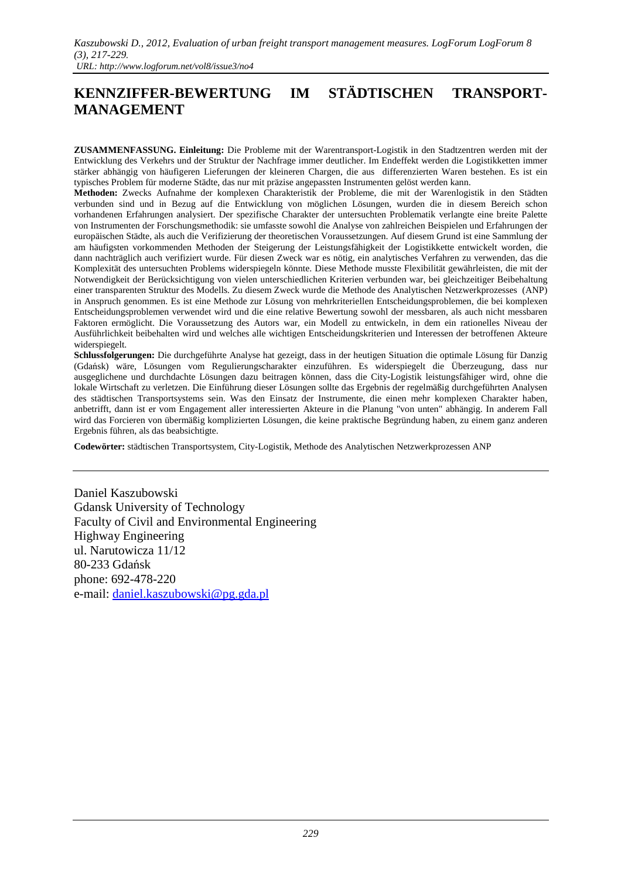# KENNZIFFER-BEWERTUNG IM STÄDTISCHEN TRANSPORT-MANAGEMENT

**ZUSAMMENFASSUNG. Einleitung:** Die Probleme mit der Warentransport-Logistik in den Stadtzentren werden mit der Entwicklung des Verkehrs und der Struktur der Nachfrage immer deutlicher. Im Endeffekt werden die Logistikketten immer stärker abhängig von häufigeren Lieferungen der kleineren Chargen, die aus differenzierten Waren bestehen. Es ist ein typisches Problem für moderne Städte, das nur mit präzise angepassten Instrumenten gelöst werden kann.

**Methoden:** Zwecks Aufnahme der komplexen Charakteristik der Probleme, die mit der Warenlogistik in den Städten verbunden sind und in Bezug auf die Entwicklung von möglichen Lösungen, wurden die in diesem Bereich schon vorhandenen Erfahrungen analysiert. Der spezifische Charakter der untersuchten Problematik verlangte eine breite Palette von Instrumenten der Forschungsmethodik: sie umfasste sowohl die Analyse von zahlreichen Beispielen und Erfahrungen der europäischen Städte, als auch die Verifizierung der theoretischen Voraussetzungen. Auf diesem Grund ist eine Sammlung der am häufigsten vorkommenden Methoden der Steigerung der Leistungsfähigkeit der Logistikkette entwickelt worden, die dann nachträglich auch verifiziert wurde. Für diesen Zweck war es nötig, ein analytisches Verfahren zu verwenden, das die Komplexität des untersuchten Problems widerspiegeln könnte. Diese Methode musste Flexibilität gewährleisten, die mit der Notwendigkeit der Berücksichtigung von vielen unterschiedlichen Kriterien verbunden war, bei gleichzeitiger Beibehaltung einer transparenten Struktur des Modells. Zu diesem Zweck wurde die Methode des Analytischen Netzwerkprozesses (ANP) in Anspruch genommen. Es ist eine Methode zur Lösung von mehrkriteriellen Entscheidungsproblemen, die bei komplexen Entscheidungsproblemen verwendet wird und die eine relative Bewertung sowohl der messbaren, als auch nicht messbaren Faktoren ermöglicht. Die Voraussetzung des Autors war, ein Modell zu entwickeln, in dem ein rationelles Niveau der Ausführlichkeit beibehalten wird und welches alle wichtigen Entscheidungskriterien und Interessen der betroffenen Akteure widerspiegelt.

**Schlussfolgerungen:** Die durchgeführte Analyse hat gezeigt, dass in der heutigen Situation die optimale Lösung für Danzig (Gdańsk) wäre, Lösungen vom Regulierungscharakter einzuführen. Es widerspiegelt die Überzeugung, dass nur ausgeglichene und durchdachte Lösungen dazu beitragen können, dass die City-Logistik leistungsfähiger wird, ohne die lokale Wirtschaft zu verletzen. Die Einführung dieser Lösungen sollte das Ergebnis der regelmäßig durchgeführten Analysen des städtischen Transportsystems sein. Was den Einsatz der Instrumente, die einen mehr komplexen Charakter haben, anbetrifft, dann ist er vom Engagement aller interessierten Akteure in die Planung "von unten" abhängig. In anderem Fall wird das Forcieren von übermäßig komplizierten Lösungen, die keine praktische Begründung haben, zu einem ganz anderen Ergebnis führen, als das beabsichtigte.

**Codewörter:** städtischen Transportsystem, City-Logistik, Methode des Analytischen Netzwerkprozessen ANP

---

Daniel Kaszubowski
Gdansk University of Technology
Faculty of Civil and Environmental Engineering
Highway Engineering
ul. Narutowicza 11/12
80-233 Gdańsk
phone: 692-478-220
e-mail: daniel.kaszubowski@pg.gda.pl